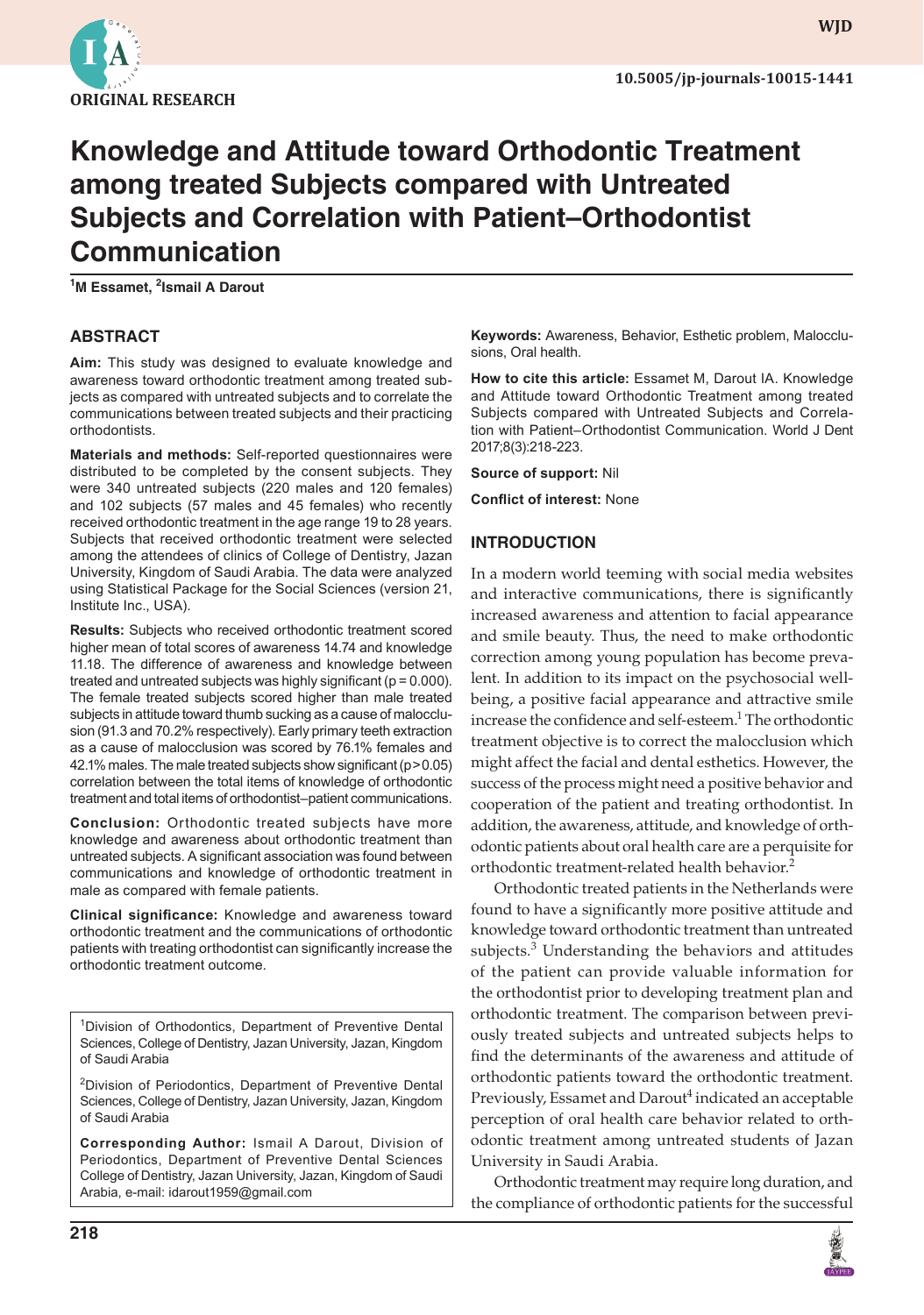ORIGINAL RESEARCH

10.5005/jp-journals-10015-1441

# Knowledge and Attitude toward Orthodontic Treatment among treated Subjects compared with Untreated Subjects and Correlation with Patient–Orthodontist Communication

[1]M Essamet, [2]Ismail A Darout

## ABSTRACT

**Aim:** This study was designed to evaluate knowledge and awareness toward orthodontic treatment among treated subjects as compared with untreated subjects and to correlate the communications between treated subjects and their practicing orthodontists.

**Materials and methods:** Self-reported questionnaires were distributed to be completed by the consent subjects. They were 340 untreated subjects (220 males and 120 females) and 102 subjects (57 males and 45 females) who recently received orthodontic treatment in the age range 19 to 28 years. Subjects that received orthodontic treatment were selected among the attendees of clinics of College of Dentistry, Jazan University, Kingdom of Saudi Arabia. The data were analyzed using Statistical Package for the Social Sciences (version 21, Institute Inc., USA).

**Results:** Subjects who received orthodontic treatment scored higher mean of total scores of awareness 14.74 and knowledge 11.18. The difference of awareness and knowledge between treated and untreated subjects was highly significant ($p = 0.000$). The female treated subjects scored higher than male treated subjects in attitude toward thumb sucking as a cause of malocclusion (91.3 and 70.2% respectively). Early primary teeth extraction as a cause of malocclusion was scored by 76.1% females and 42.1% males. The male treated subjects show significant ($p > 0.05$) correlation between the total items of knowledge of orthodontic treatment and total items of orthodontist–patient communications.

**Conclusion:** Orthodontic treated subjects have more knowledge and awareness about orthodontic treatment than untreated subjects. A significant association was found between communications and knowledge of orthodontic treatment in male as compared with female patients.

**Clinical significance:** Knowledge and awareness toward orthodontic treatment and the communications of orthodontic patients with treating orthodontist can significantly increase the orthodontic treatment outcome.

[1]Division of Orthodontics, Department of Preventive Dental Sciences, College of Dentistry, Jazan University, Jazan, Kingdom of Saudi Arabia

[2]Division of Periodontics, Department of Preventive Dental Sciences, College of Dentistry, Jazan University, Jazan, Kingdom of Saudi Arabia

**Corresponding Author:** Ismail A Darout, Division of Periodontics, Department of Preventive Dental Sciences College of Dentistry, Jazan University, Jazan, Kingdom of Saudi Arabia, e-mail: idarout1959@gmail.com

**Keywords:** Awareness, Behavior, Esthetic problem, Malocclusions, Oral health.

**How to cite this article:** Essamet M, Darout IA. Knowledge and Attitude toward Orthodontic Treatment among treated Subjects compared with Untreated Subjects and Correlation with Patient–Orthodontist Communication. World J Dent 2017;8(3):218-223.

**Source of support:** Nil

**Conflict of interest:** None

## INTRODUCTION

In a modern world teeming with social media websites and interactive communications, there is significantly increased awareness and attention to facial appearance and smile beauty. Thus, the need to make orthodontic correction among young population has become prevalent. In addition to its impact on the psychosocial well-being, a positive facial appearance and attractive smile increase the confidence and self-esteem.[1] The orthodontic treatment objective is to correct the malocclusion which might affect the facial and dental esthetics. However, the success of the process might need a positive behavior and cooperation of the patient and treating orthodontist. In addition, the awareness, attitude, and knowledge of orthodontic patients about oral health care are a perquisite for orthodontic treatment-related health behavior.[2]

Orthodontic treated patients in the Netherlands were found to have a significantly more positive attitude and knowledge toward orthodontic treatment than untreated subjects.[3] Understanding the behaviors and attitudes of the patient can provide valuable information for the orthodontist prior to developing treatment plan and orthodontic treatment. The comparison between previously treated subjects and untreated subjects helps to find the determinants of the awareness and attitude of orthodontic patients toward the orthodontic treatment. Previously, Essamet and Darout[4] indicated an acceptable perception of oral health care behavior related to orthodontic treatment among untreated students of Jazan University in Saudi Arabia.

Orthodontic treatment may require long duration, and the compliance of orthodontic patients for the successful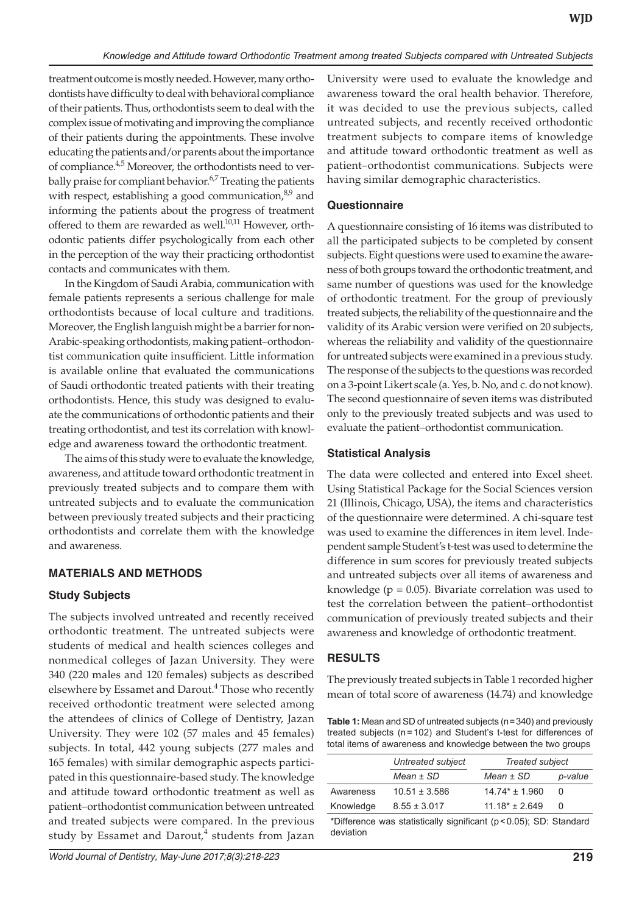treatment outcome is mostly needed. However, many orthodontists have difficulty to deal with behavioral compliance of their patients. Thus, orthodontists seem to deal with the complex issue of motivating and improving the compliance of their patients during the appointments. These involve educating the patients and/or parents about the importance of compliance.[4,5] Moreover, the orthodontists need to verbally praise for compliant behavior.[6,7] Treating the patients with respect, establishing a good communication,[8,9] and informing the patients about the progress of treatment offered to them are rewarded as well.[10,11] However, orthodontic patients differ psychologically from each other in the perception of the way their practicing orthodontist contacts and communicates with them.

In the Kingdom of Saudi Arabia, communication with female patients represents a serious challenge for male orthodontists because of local culture and traditions. Moreover, the English languish might be a barrier for non-Arabic-speaking orthodontists, making patient–orthodontist communication quite insufficient. Little information is available online that evaluated the communications of Saudi orthodontic treated patients with their treating orthodontists. Hence, this study was designed to evaluate the communications of orthodontic patients and their treating orthodontist, and test its correlation with knowledge and awareness toward the orthodontic treatment.

The aims of this study were to evaluate the knowledge, awareness, and attitude toward orthodontic treatment in previously treated subjects and to compare them with untreated subjects and to evaluate the communication between previously treated subjects and their practicing orthodontists and correlate them with the knowledge and awareness.

## MATERIALS AND METHODS

### Study Subjects

The subjects involved untreated and recently received orthodontic treatment. The untreated subjects were students of medical and health sciences colleges and nonmedical colleges of Jazan University. They were 340 (220 males and 120 females) subjects as described elsewhere by Essamet and Darout.[4] Those who recently received orthodontic treatment were selected among the attendees of clinics of College of Dentistry, Jazan University. They were 102 (57 males and 45 females) subjects. In total, 442 young subjects (277 males and 165 females) with similar demographic aspects participated in this questionnaire-based study. The knowledge and attitude toward orthodontic treatment as well as patient–orthodontist communication between untreated and treated subjects were compared. In the previous study by Essamet and Darout,[4] students from Jazan University were used to evaluate the knowledge and awareness toward the oral health behavior. Therefore, it was decided to use the previous subjects, called untreated subjects, and recently received orthodontic treatment subjects to compare items of knowledge and attitude toward orthodontic treatment as well as patient–orthodontist communications. Subjects were having similar demographic characteristics.

### Questionnaire

A questionnaire consisting of 16 items was distributed to all the participated subjects to be completed by consent subjects. Eight questions were used to examine the awareness of both groups toward the orthodontic treatment, and same number of questions was used for the knowledge of orthodontic treatment. For the group of previously treated subjects, the reliability of the questionnaire and the validity of its Arabic version were verified on 20 subjects, whereas the reliability and validity of the questionnaire for untreated subjects were examined in a previous study. The response of the subjects to the questions was recorded on a 3-point Likert scale (a. Yes, b. No, and c. do not know). The second questionnaire of seven items was distributed only to the previously treated subjects and was used to evaluate the patient–orthodontist communication.

### Statistical Analysis

The data were collected and entered into Excel sheet. Using Statistical Package for the Social Sciences version 21 (Illinois, Chicago, USA), the items and characteristics of the questionnaire were determined. A chi-square test was used to examine the differences in item level. Independent sample Student's t-test was used to determine the difference in sum scores for previously treated subjects and untreated subjects over all items of awareness and knowledge ($p = 0.05$). Bivariate correlation was used to test the correlation between the patient–orthodontist communication of previously treated subjects and their awareness and knowledge of orthodontic treatment.

## RESULTS

The previously treated subjects in Table 1 recorded higher mean of total score of awareness (14.74) and knowledge

**Table 1:** Mean and SD of untreated subjects (n = 340) and previously treated subjects (n = 102) and Student's t-test for differences of total items of awareness and knowledge between the two groups

| | *Untreated subject* | *Treated subject* | |
|---|---|---|---|
| | *Mean ± SD* | *Mean ± SD* | *p-value* |
| Awareness | 10.51 ± 3.586 | 14.74* ± 1.960 | 0 |
| Knowledge | 8.55 ± 3.017 | 11.18* ± 2.649 | 0 |

*Difference was statistically significant ($p < 0.05$); SD: Standard deviation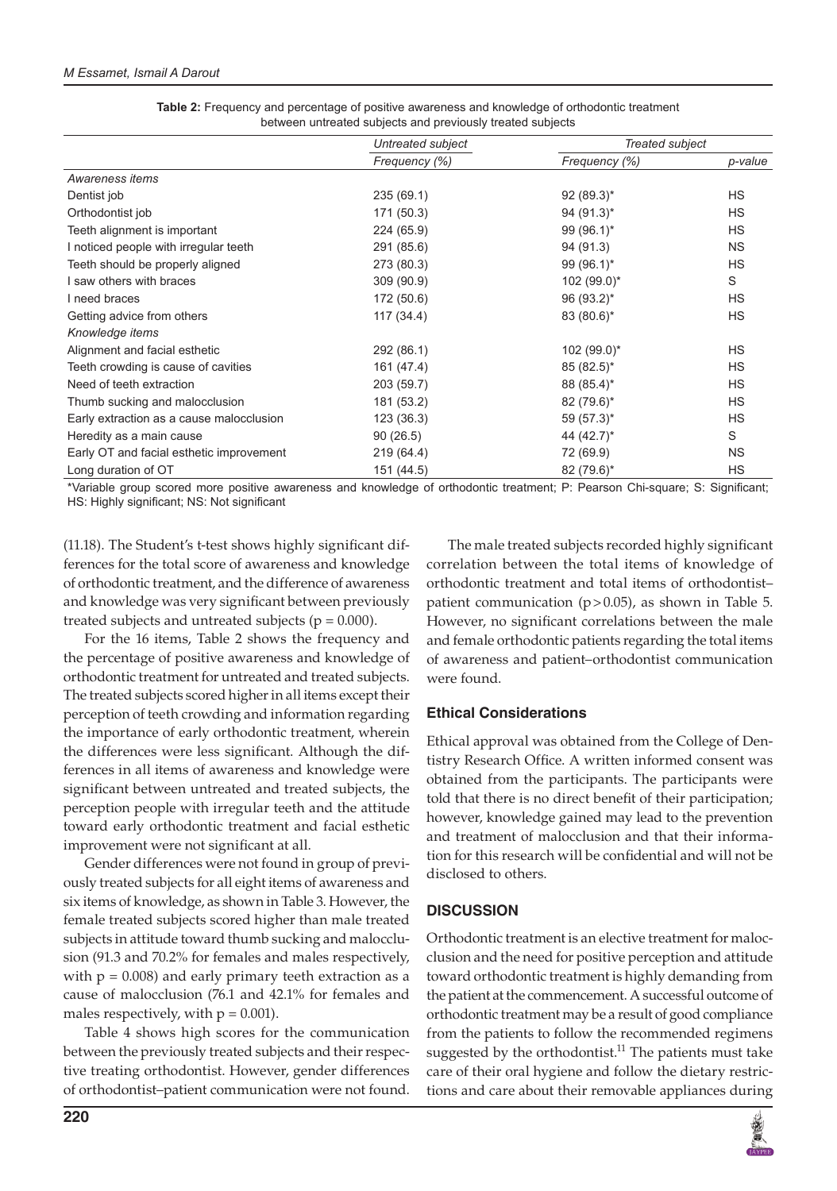**Table 2:** Frequency and percentage of positive awareness and knowledge of orthodontic treatment between untreated subjects and previously treated subjects

| | *Untreated subject* | *Treated subject* | |
|---|---|---|---|
| | *Frequency (%)* | *Frequency (%)* | *p-value* |
| *Awareness items* | | | |
| Dentist job | 235 (69.1) | 92 (89.3)* | HS |
| Orthodontist job | 171 (50.3) | 94 (91.3)* | HS |
| Teeth alignment is important | 224 (65.9) | 99 (96.1)* | HS |
| I noticed people with irregular teeth | 291 (85.6) | 94 (91.3) | NS |
| Teeth should be properly aligned | 273 (80.3) | 99 (96.1)* | HS |
| I saw others with braces | 309 (90.9) | 102 (99.0)* | S |
| I need braces | 172 (50.6) | 96 (93.2)* | HS |
| Getting advice from others | 117 (34.4) | 83 (80.6)* | HS |
| *Knowledge items* | | | |
| Alignment and facial esthetic | 292 (86.1) | 102 (99.0)* | HS |
| Teeth crowding is cause of cavities | 161 (47.4) | 85 (82.5)* | HS |
| Need of teeth extraction | 203 (59.7) | 88 (85.4)* | HS |
| Thumb sucking and malocclusion | 181 (53.2) | 82 (79.6)* | HS |
| Early extraction as a cause malocclusion | 123 (36.3) | 59 (57.3)* | HS |
| Heredity as a main cause | 90 (26.5) | 44 (42.7)* | S |
| Early OT and facial esthetic improvement | 219 (64.4) | 72 (69.9) | NS |
| Long duration of OT | 151 (44.5) | 82 (79.6)* | HS |

*Variable group scored more positive awareness and knowledge of orthodontic treatment; P: Pearson Chi-square; S: Significant; HS: Highly significant; NS: Not significant

(11.18). The Student's t-test shows highly significant differences for the total score of awareness and knowledge of orthodontic treatment, and the difference of awareness and knowledge was very significant between previously treated subjects and untreated subjects ($p = 0.000$).

For the 16 items, Table 2 shows the frequency and the percentage of positive awareness and knowledge of orthodontic treatment for untreated and treated subjects. The treated subjects scored higher in all items except their perception of teeth crowding and information regarding the importance of early orthodontic treatment, wherein the differences were less significant. Although the differences in all items of awareness and knowledge were significant between untreated and treated subjects, the perception people with irregular teeth and the attitude toward early orthodontic treatment and facial esthetic improvement were not significant at all.

Gender differences were not found in group of previously treated subjects for all eight items of awareness and six items of knowledge, as shown in Table 3. However, the female treated subjects scored higher than male treated subjects in attitude toward thumb sucking and malocclusion (91.3 and 70.2% for females and males respectively, with $p = 0.008$) and early primary teeth extraction as a cause of malocclusion (76.1 and 42.1% for females and males respectively, with $p = 0.001$).

Table 4 shows high scores for the communication between the previously treated subjects and their respective treating orthodontist. However, gender differences of orthodontist–patient communication were not found.

The male treated subjects recorded highly significant correlation between the total items of knowledge of orthodontic treatment and total items of orthodontist–patient communication ($p > 0.05$), as shown in Table 5. However, no significant correlations between the male and female orthodontic patients regarding the total items of awareness and patient–orthodontist communication were found.

## Ethical Considerations

Ethical approval was obtained from the College of Dentistry Research Office. A written informed consent was obtained from the participants. The participants were told that there is no direct benefit of their participation; however, knowledge gained may lead to the prevention and treatment of malocclusion and that their information for this research will be confidential and will not be disclosed to others.

## DISCUSSION

Orthodontic treatment is an elective treatment for malocclusion and the need for positive perception and attitude toward orthodontic treatment is highly demanding from the patient at the commencement. A successful outcome of orthodontic treatment may be a result of good compliance from the patients to follow the recommended regimens suggested by the orthodontist.[11] The patients must take care of their oral hygiene and follow the dietary restrictions and care about their removable appliances during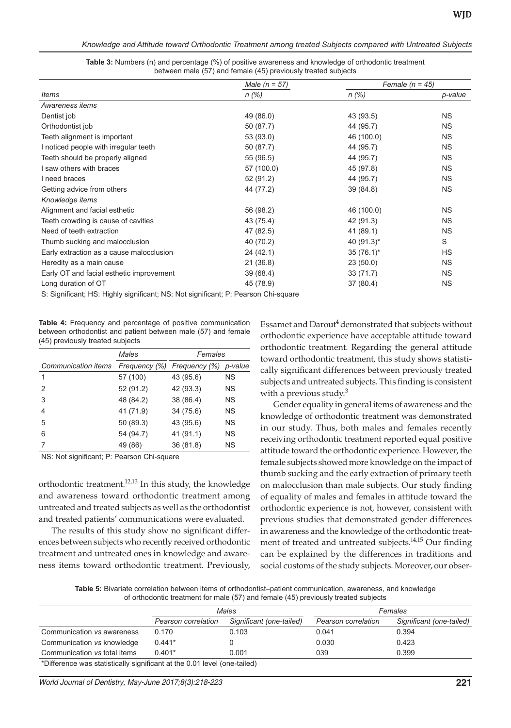**Table 3:** Numbers (n) and percentage (%) of positive awareness and knowledge of orthodontic treatment between male (57) and female (45) previously treated subjects

| | Male (n = 57) | Female (n = 45) | |
|---|---|---|---|
| *Items* | *n (%)* | *n (%)* | *p-value* |
| *Awareness items* | | | |
| Dentist job | 49 (86.0) | 43 (93.5) | NS |
| Orthodontist job | 50 (87.7) | 44 (95.7) | NS |
| Teeth alignment is important | 53 (93.0) | 46 (100.0) | NS |
| I noticed people with irregular teeth | 50 (87.7) | 44 (95.7) | NS |
| Teeth should be properly aligned | 55 (96.5) | 44 (95.7) | NS |
| I saw others with braces | 57 (100.0) | 45 (97.8) | NS |
| I need braces | 52 (91.2) | 44 (95.7) | NS |
| Getting advice from others | 44 (77.2) | 39 (84.8) | NS |
| *Knowledge items* | | | |
| Alignment and facial esthetic | 56 (98.2) | 46 (100.0) | NS |
| Teeth crowding is cause of cavities | 43 (75.4) | 42 (91.3) | NS |
| Need of teeth extraction | 47 (82.5) | 41 (89.1) | NS |
| Thumb sucking and malocclusion | 40 (70.2) | 40 (91.3)* | S |
| Early extraction as a cause malocclusion | 24 (42.1) | 35 (76.1)* | HS |
| Heredity as a main cause | 21 (36.8) | 23 (50.0) | NS |
| Early OT and facial esthetic improvement | 39 (68.4) | 33 (71.7) | NS |
| Long duration of OT | 45 (78.9) | 37 (80.4) | NS |

S: Significant; HS: Highly significant; NS: Not significant; P: Pearson Chi-square

**Table 4:** Frequency and percentage of positive communication between orthodontist and patient between male (57) and female (45) previously treated subjects

| | *Males* | *Females* | |
|---|---|---|---|
| *Communication items* | *Frequency (%)* | *Frequency (%)* | *p-value* |
| 1 | 57 (100) | 43 (95.6) | NS |
| 2 | 52 (91.2) | 42 (93.3) | NS |
| 3 | 48 (84.2) | 38 (86.4) | NS |
| 4 | 41 (71.9) | 34 (75.6) | NS |
| 5 | 50 (89.3) | 43 (95.6) | NS |
| 6 | 54 (94.7) | 41 (91.1) | NS |
| 7 | 49 (86) | 36 (81.8) | NS |

NS: Not significant; P: Pearson Chi-square

orthodontic treatment.[12,13] In this study, the knowledge and awareness toward orthodontic treatment among untreated and treated subjects as well as the orthodontist and treated patients' communications were evaluated.

The results of this study show no significant differences between subjects who recently received orthodontic treatment and untreated ones in knowledge and awareness items toward orthodontic treatment. Previously, Essamet and Darout[4] demonstrated that subjects without orthodontic experience have acceptable attitude toward orthodontic treatment. Regarding the general attitude toward orthodontic treatment, this study shows statistically significant differences between previously treated subjects and untreated subjects. This finding is consistent with a previous study.[3]

Gender equality in general items of awareness and the knowledge of orthodontic treatment was demonstrated in our study. Thus, both males and females recently receiving orthodontic treatment reported equal positive attitude toward the orthodontic experience. However, the female subjects showed more knowledge on the impact of thumb sucking and the early extraction of primary teeth on malocclusion than male subjects. Our study finding of equality of males and females in attitude toward the orthodontic experience is not, however, consistent with previous studies that demonstrated gender differences in awareness and the knowledge of the orthodontic treatment of treated and untreated subjects.[14,15] Our finding can be explained by the differences in traditions and social customs of the study subjects. Moreover, our obser-

**Table 5:** Bivariate correlation between items of orthodontist–patient communication, awareness, and knowledge of orthodontic treatment for male (57) and female (45) previously treated subjects

| | *Males* | | *Females* | |
|---|---|---|---|---|
| | *Pearson correlation* | *Significant (one-tailed)* | *Pearson correlation* | *Significant (one-tailed)* |
| Communication *vs* awareness | 0.170 | 0.103 | 0.041 | 0.394 |
| Communication *vs* knowledge | 0.441* | 0 | 0.030 | 0.423 |
| Communication *vs* total items | 0.401* | 0.001 | 039 | 0.399 |

*Difference was statistically significant at the 0.01 level (one-tailed)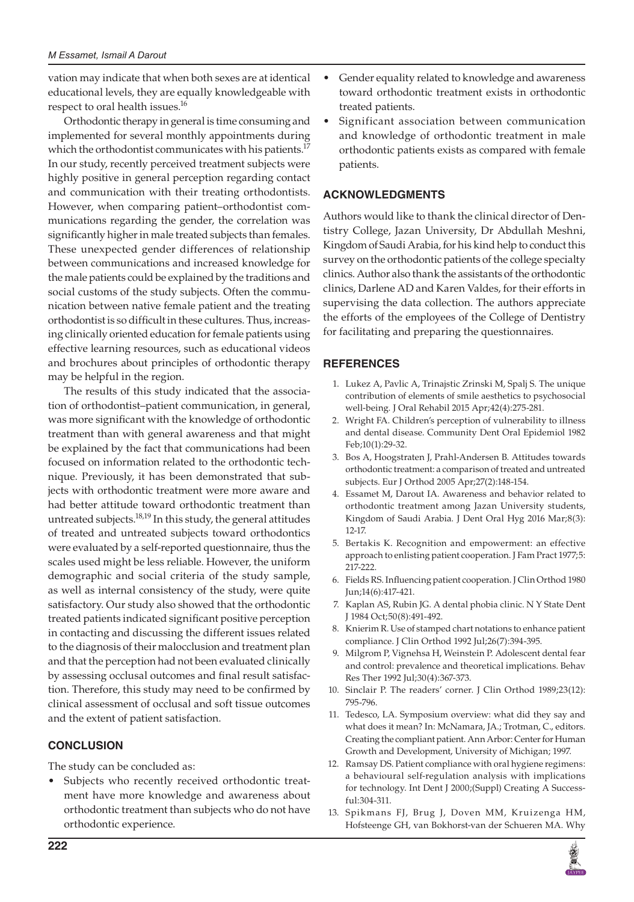vation may indicate that when both sexes are at identical educational levels, they are equally knowledgeable with respect to oral health issues.[16]

Orthodontic therapy in general is time consuming and implemented for several monthly appointments during which the orthodontist communicates with his patients.[17] In our study, recently perceived treatment subjects were highly positive in general perception regarding contact and communication with their treating orthodontists. However, when comparing patient–orthodontist communications regarding the gender, the correlation was significantly higher in male treated subjects than females. These unexpected gender differences of relationship between communications and increased knowledge for the male patients could be explained by the traditions and social customs of the study subjects. Often the communication between native female patient and the treating orthodontist is so difficult in these cultures. Thus, increasing clinically oriented education for female patients using effective learning resources, such as educational videos and brochures about principles of orthodontic therapy may be helpful in the region.

The results of this study indicated that the association of orthodontist–patient communication, in general, was more significant with the knowledge of orthodontic treatment than with general awareness and that might be explained by the fact that communications had been focused on information related to the orthodontic technique. Previously, it has been demonstrated that subjects with orthodontic treatment were more aware and had better attitude toward orthodontic treatment than untreated subjects.[18,19] In this study, the general attitudes of treated and untreated subjects toward orthodontics were evaluated by a self-reported questionnaire, thus the scales used might be less reliable. However, the uniform demographic and social criteria of the study sample, as well as internal consistency of the study, were quite satisfactory. Our study also showed that the orthodontic treated patients indicated significant positive perception in contacting and discussing the different issues related to the diagnosis of their malocclusion and treatment plan and that the perception had not been evaluated clinically by assessing occlusal outcomes and final result satisfaction. Therefore, this study may need to be confirmed by clinical assessment of occlusal and soft tissue outcomes and the extent of patient satisfaction.

## CONCLUSION

The study can be concluded as:

- Subjects who recently received orthodontic treatment have more knowledge and awareness about orthodontic treatment than subjects who do not have orthodontic experience.
- Gender equality related to knowledge and awareness toward orthodontic treatment exists in orthodontic treated patients.
- Significant association between communication and knowledge of orthodontic treatment in male orthodontic patients exists as compared with female patients.

## ACKNOWLEDGMENTS

Authors would like to thank the clinical director of Dentistry College, Jazan University, Dr Abdullah Meshni, Kingdom of Saudi Arabia, for his kind help to conduct this survey on the orthodontic patients of the college specialty clinics. Author also thank the assistants of the orthodontic clinics, Darlene AD and Karen Valdes, for their efforts in supervising the data collection. The authors appreciate the efforts of the employees of the College of Dentistry for facilitating and preparing the questionnaires.

## REFERENCES

1. Lukez A, Pavlic A, Trinajstic Zrinski M, Spalj S. The unique contribution of elements of smile aesthetics to psychosocial well-being. J Oral Rehabil 2015 Apr;42(4):275-281.
2. Wright FA. Children's perception of vulnerability to illness and dental disease. Community Dent Oral Epidemiol 1982 Feb;10(1):29-32.
3. Bos A, Hoogstraten J, Prahl-Andersen B. Attitudes towards orthodontic treatment: a comparison of treated and untreated subjects. Eur J Orthod 2005 Apr;27(2):148-154.
4. Essamet M, Darout IA. Awareness and behavior related to orthodontic treatment among Jazan University students, Kingdom of Saudi Arabia. J Dent Oral Hyg 2016 Mar;8(3): 12-17.
5. Bertakis K. Recognition and empowerment: an effective approach to enlisting patient cooperation. J Fam Pract 1977;5: 217-222.
6. Fields RS. Influencing patient cooperation. J Clin Orthod 1980 Jun;14(6):417-421.
7. Kaplan AS, Rubin JG. A dental phobia clinic. N Y State Dent J 1984 Oct;50(8):491-492.
8. Knierim R. Use of stamped chart notations to enhance patient compliance. J Clin Orthod 1992 Jul;26(7):394-395.
9. Milgrom P, Vignehsa H, Weinstein P. Adolescent dental fear and control: prevalence and theoretical implications. Behav Res Ther 1992 Jul;30(4):367-373.
10. Sinclair P. The readers' corner. J Clin Orthod 1989;23(12): 795-796.
11. Tedesco, LA. Symposium overview: what did they say and what does it mean? In: McNamara, JA.; Trotman, C., editors. Creating the compliant patient. Ann Arbor: Center for Human Growth and Development, University of Michigan; 1997.
12. Ramsay DS. Patient compliance with oral hygiene regimens: a behavioural self-regulation analysis with implications for technology. Int Dent J 2000;(Suppl) Creating A Successful:304-311.
13. Spikmans FJ, Brug J, Doven MM, Kruizenga HM, Hofsteenge GH, van Bokhorst-van der Schueren MA. Why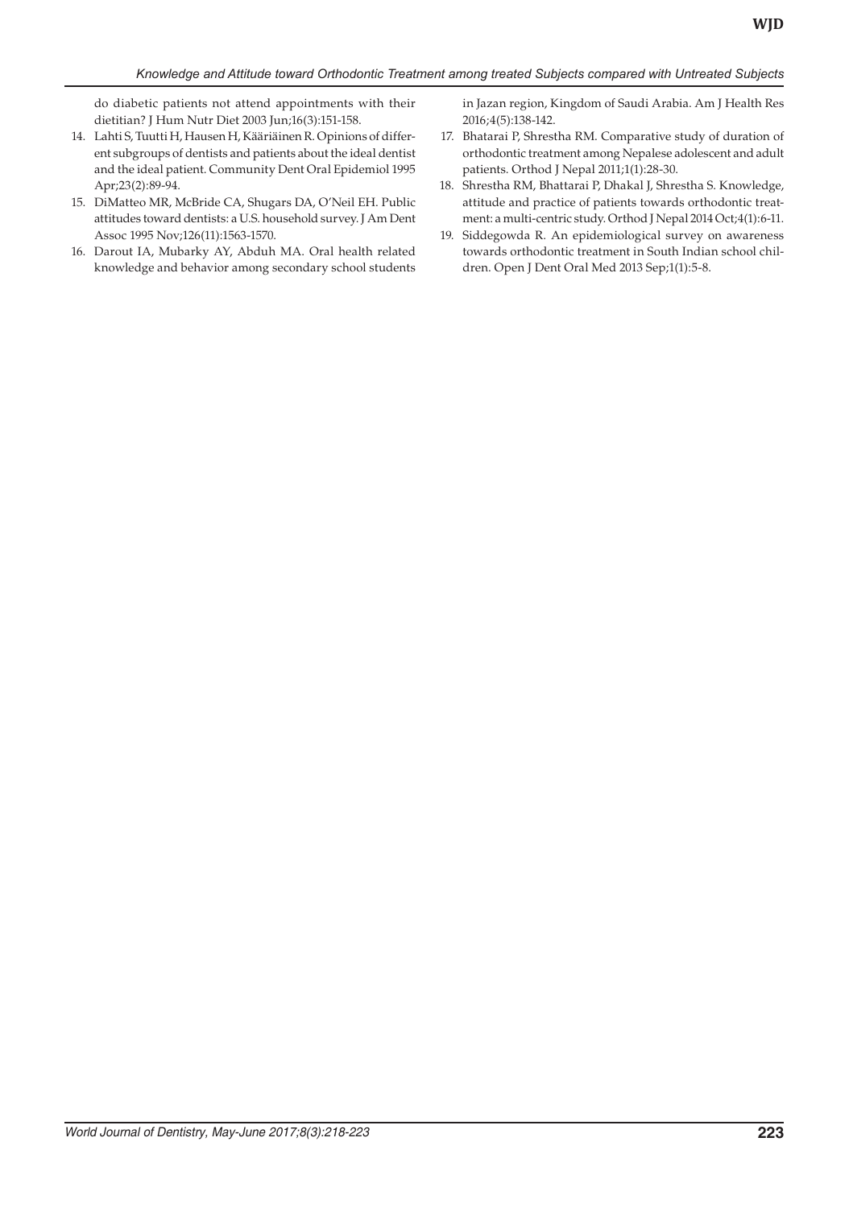do diabetic patients not attend appointments with their dietitian? J Hum Nutr Diet 2003 Jun;16(3):151-158.

14. Lahti S, Tuutti H, Hausen H, Kääriäinen R. Opinions of different subgroups of dentists and patients about the ideal dentist and the ideal patient. Community Dent Oral Epidemiol 1995 Apr;23(2):89-94.
15. DiMatteo MR, McBride CA, Shugars DA, O'Neil EH. Public attitudes toward dentists: a U.S. household survey. J Am Dent Assoc 1995 Nov;126(11):1563-1570.
16. Darout IA, Mubarky AY, Abduh MA. Oral health related knowledge and behavior among secondary school students in Jazan region, Kingdom of Saudi Arabia. Am J Health Res 2016;4(5):138-142.
17. Bhatarai P, Shrestha RM. Comparative study of duration of orthodontic treatment among Nepalese adolescent and adult patients. Orthod J Nepal 2011;1(1):28-30.
18. Shrestha RM, Bhattarai P, Dhakal J, Shrestha S. Knowledge, attitude and practice of patients towards orthodontic treatment: a multi-centric study. Orthod J Nepal 2014 Oct;4(1):6-11.
19. Siddegowda R. An epidemiological survey on awareness towards orthodontic treatment in South Indian school children. Open J Dent Oral Med 2013 Sep;1(1):5-8.